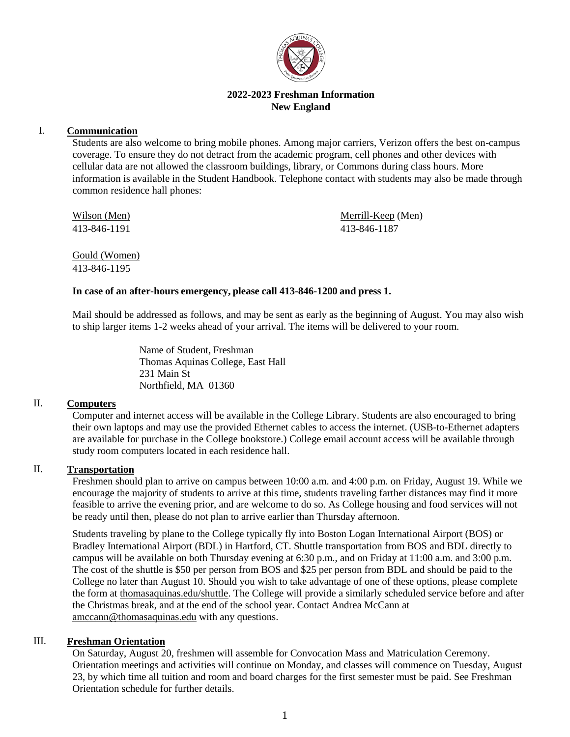**2022-2023 Freshman Information**
**New England**

## I. Communication

Students are also welcome to bring mobile phones. Among major carriers, Verizon offers the best on-campus coverage. To ensure they do not detract from the academic program, cell phones and other devices with cellular data are not allowed the classroom buildings, library, or Commons during class hours. More information is available in the Student Handbook. Telephone contact with students may also be made through common residence hall phones:

Wilson (Men)
413-846-1191

Merrill-Keep (Men)
413-846-1187

Gould (Women)
413-846-1195

**In case of an after-hours emergency, please call 413-846-1200 and press 1.**

Mail should be addressed as follows, and may be sent as early as the beginning of August. You may also wish to ship larger items 1-2 weeks ahead of your arrival. The items will be delivered to your room.

> Name of Student, Freshman
> Thomas Aquinas College, East Hall
> 231 Main St
> Northfield, MA 01360

## II. Computers

Computer and internet access will be available in the College Library. Students are also encouraged to bring their own laptops and may use the provided Ethernet cables to access the internet. (USB-to-Ethernet adapters are available for purchase in the College bookstore.) College email account access will be available through study room computers located in each residence hall.

## II. Transportation

Freshmen should plan to arrive on campus between 10:00 a.m. and 4:00 p.m. on Friday, August 19. While we encourage the majority of students to arrive at this time, students traveling farther distances may find it more feasible to arrive the evening prior, and are welcome to do so. As College housing and food services will not be ready until then, please do not plan to arrive earlier than Thursday afternoon.

Students traveling by plane to the College typically fly into Boston Logan International Airport (BOS) or Bradley International Airport (BDL) in Hartford, CT. Shuttle transportation from BOS and BDL directly to campus will be available on both Thursday evening at 6:30 p.m., and on Friday at 11:00 a.m. and 3:00 p.m. The cost of the shuttle is $50 per person from BOS and $25 per person from BDL and should be paid to the College no later than August 10. Should you wish to take advantage of one of these options, please complete the form at thomasaquinas.edu/shuttle. The College will provide a similarly scheduled service before and after the Christmas break, and at the end of the school year. Contact Andrea McCann at amccann@thomasaquinas.edu with any questions.

## III. Freshman Orientation

On Saturday, August 20, freshmen will assemble for Convocation Mass and Matriculation Ceremony. Orientation meetings and activities will continue on Monday, and classes will commence on Tuesday, August 23, by which time all tuition and room and board charges for the first semester must be paid. See Freshman Orientation schedule for further details.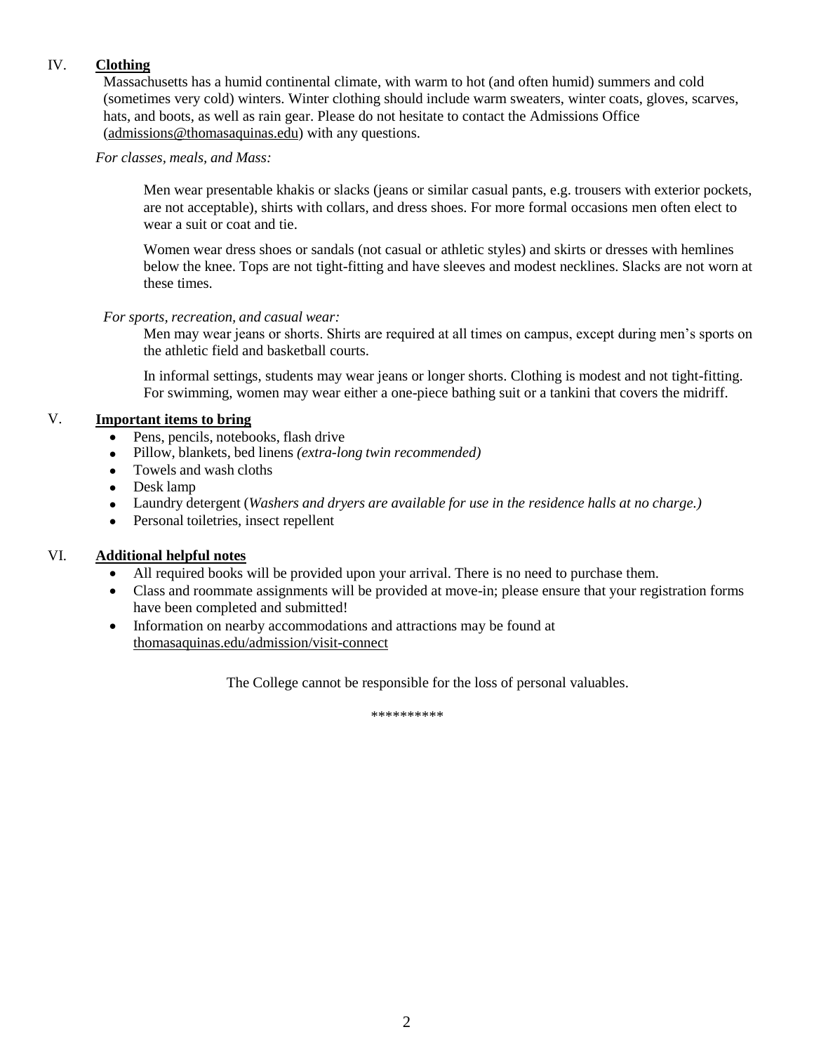## IV. **Clothing**

Massachusetts has a humid continental climate, with warm to hot (and often humid) summers and cold (sometimes very cold) winters. Winter clothing should include warm sweaters, winter coats, gloves, scarves, hats, and boots, as well as rain gear. Please do not hesitate to contact the Admissions Office (admissions@thomasaquinas.edu) with any questions.

*For classes, meals, and Mass:*

Men wear presentable khakis or slacks (jeans or similar casual pants, e.g. trousers with exterior pockets, are not acceptable), shirts with collars, and dress shoes. For more formal occasions men often elect to wear a suit or coat and tie.

Women wear dress shoes or sandals (not casual or athletic styles) and skirts or dresses with hemlines below the knee. Tops are not tight-fitting and have sleeves and modest necklines. Slacks are not worn at these times.

*For sports, recreation, and casual wear:*

Men may wear jeans or shorts. Shirts are required at all times on campus, except during men's sports on the athletic field and basketball courts.

In informal settings, students may wear jeans or longer shorts. Clothing is modest and not tight-fitting. For swimming, women may wear either a one-piece bathing suit or a tankini that covers the midriff.

## V. **Important items to bring**

- Pens, pencils, notebooks, flash drive
- Pillow, blankets, bed linens *(extra-long twin recommended)*
- Towels and wash cloths
- Desk lamp
- Laundry detergent (*Washers and dryers are available for use in the residence halls at no charge.)*
- Personal toiletries, insect repellent

## VI. **Additional helpful notes**

- All required books will be provided upon your arrival. There is no need to purchase them.
- Class and roommate assignments will be provided at move-in; please ensure that your registration forms have been completed and submitted!
- Information on nearby accommodations and attractions may be found at thomasaquinas.edu/admission/visit-connect

The College cannot be responsible for the loss of personal valuables.

**********